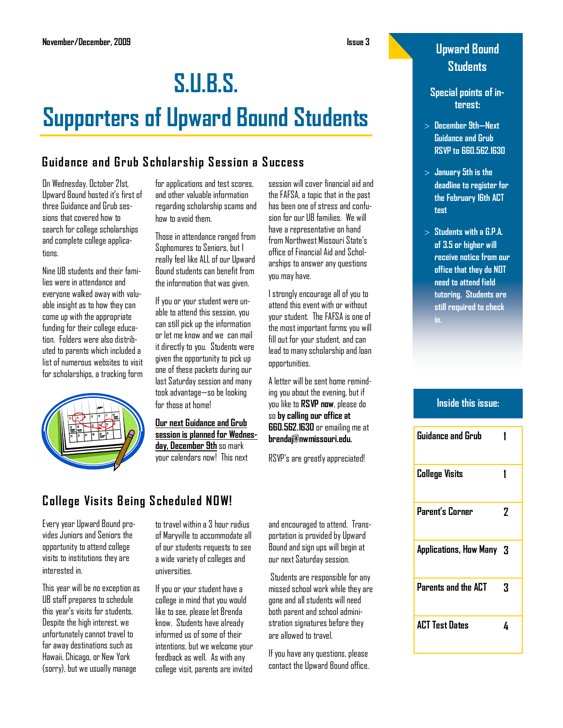November/December, 2009 — Issue 3

# S.U.B.S.

# Supporters of Upward Bound Students

## Guidance and Grub Scholarship Session a Success

On Wednesday, October 21st, Upward Bound hosted it's first of three Guidance and Grub sessions that covered how to search for college scholarships and complete college applications.

Nine UB students and their families were in attendance and everyone walked away with valuable insight as to how they can come up with the appropriate funding for their college education. Folders were also distributed to parents which included a list of numerous websites to visit for scholarships, a tracking form for applications and test scores, and other valuable information regarding scholarship scams and how to avoid them.

Those in attendance ranged from Sophomores to Seniors, but I really feel like ALL of our Upward Bound students can benefit from the information that was given.

If you or your student were unable to attend this session, you can still pick up the information or let me know and we can mail it directly to you. Students were given the opportunity to pick up one of these packets during our last Saturday session and many took advantage—so be looking for those at home!

**Our next Guidance and Grub session is planned for Wednesday, December 9th** so mark your calendars now! This next session will cover financial aid and the FAFSA, a topic that in the past has been one of stress and confusion for our UB families. We will have a representative on hand from Northwest Missouri State's office of Financial Aid and Scholarships to answer any questions you may have.

I strongly encourage all of you to attend this event with or without your student. The FAFSA is one of the most important forms you will fill out for your student, and can lead to many scholarship and loan opportunities.

A letter will be sent home reminding you about the evening, but if you like to **RSVP now**, please do so **by calling our office at 660.562.1630** or emailing me at **brendaj@nwmissouri.edu.**

RSVP's are greatly appreciated!

## College Visits Being Scheduled NOW!

Every year Upward Bound provides Juniors and Seniors the opportunity to attend college visits to institutions they are interested in.

This year will be no exception as UB staff prepares to schedule this year's visits for students. Despite the high interest, we unfortunately cannot travel to far away destinations such as Hawaii, Chicago, or New York (sorry), but we usually manage to travel within a 3 hour radius of Maryville to accommodate all of our students requests to see a wide variety of colleges and universities.

If you or your student have a college in mind that you would like to see, please let Brenda know. Students have already informed us of some of their intentions, but we welcome your feedback as well. As with any college visit, parents are invited and encouraged to attend. Transportation is provided by Upward Bound and sign ups will begin at our next Saturday session.

Students are responsible for any missed school work while they are gone and all students will need both parent and school administration signatures before they are allowed to travel.

If you have any questions, please contact the Upward Bound office.

### Upward Bound Students

**Special points of interest:**

- December 9th—Next Guidance and Grub RSVP to 660.562.1630
- January 5th is the deadline to register for the February 16th ACT test
- Students with a G.P.A. of 3.5 or higher will receive notice from our office that they do NOT need to attend field tutoring. Students are still required to check in.

### Inside this issue:

| | |
|---|---|
| Guidance and Grub | 1 |
| College Visits | 1 |
| Parent's Corner | 2 |
| Applications, How Many | 3 |
| Parents and the ACT | 3 |
| ACT Test Dates | 4 |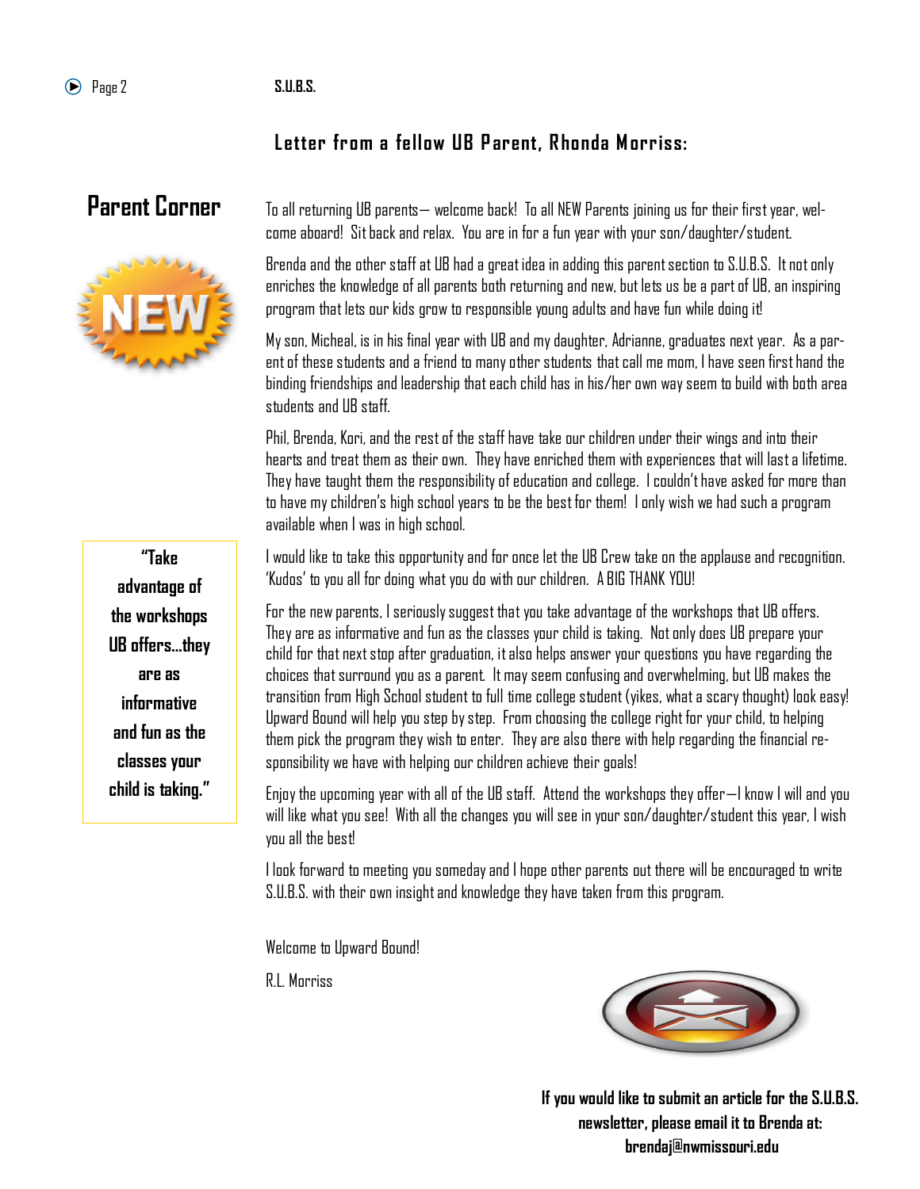## Letter from a fellow UB Parent, Rhonda Morriss:

# Parent Corner

To all returning UB parents— welcome back! To all NEW Parents joining us for their first year, welcome aboard! Sit back and relax. You are in for a fun year with your son/daughter/student.

Brenda and the other staff at UB had a great idea in adding this parent section to S.U.B.S. It not only enriches the knowledge of all parents both returning and new, but lets us be a part of UB, an inspiring program that lets our kids grow to responsible young adults and have fun while doing it!

My son, Micheal, is in his final year with UB and my daughter, Adrianne, graduates next year. As a parent of these students and a friend to many other students that call me mom, I have seen first hand the binding friendships and leadership that each child has in his/her own way seem to build with both area students and UB staff.

Phil, Brenda, Kori, and the rest of the staff have take our children under their wings and into their hearts and treat them as their own. They have enriched them with experiences that will last a lifetime. They have taught them the responsibility of education and college. I couldn't have asked for more than to have my children's high school years to be the best for them! I only wish we had such a program available when I was in high school.

> **"Take advantage of the workshops UB offers…they are as informative and fun as the classes your child is taking."**

I would like to take this opportunity and for once let the UB Crew take on the applause and recognition. 'Kudos' to you all for doing what you do with our children. A BIG THANK YOU!

For the new parents, I seriously suggest that you take advantage of the workshops that UB offers. They are as informative and fun as the classes your child is taking. Not only does UB prepare your child for that next stop after graduation, it also helps answer your questions you have regarding the choices that surround you as a parent. It may seem confusing and overwhelming, but UB makes the transition from High School student to full time college student (yikes, what a scary thought) look easy! Upward Bound will help you step by step. From choosing the college right for your child, to helping them pick the program they wish to enter. They are also there with help regarding the financial responsibility we have with helping our children achieve their goals!

Enjoy the upcoming year with all of the UB staff. Attend the workshops they offer—I know I will and you will like what you see! With all the changes you will see in your son/daughter/student this year, I wish you all the best!

I look forward to meeting you someday and I hope other parents out there will be encouraged to write S.U.B.S. with their own insight and knowledge they have taken from this program.

Welcome to Upward Bound!

R.L. Morriss

**If you would like to submit an article for the S.U.B.S. newsletter, please email it to Brenda at: brendaj@nwmissouri.edu**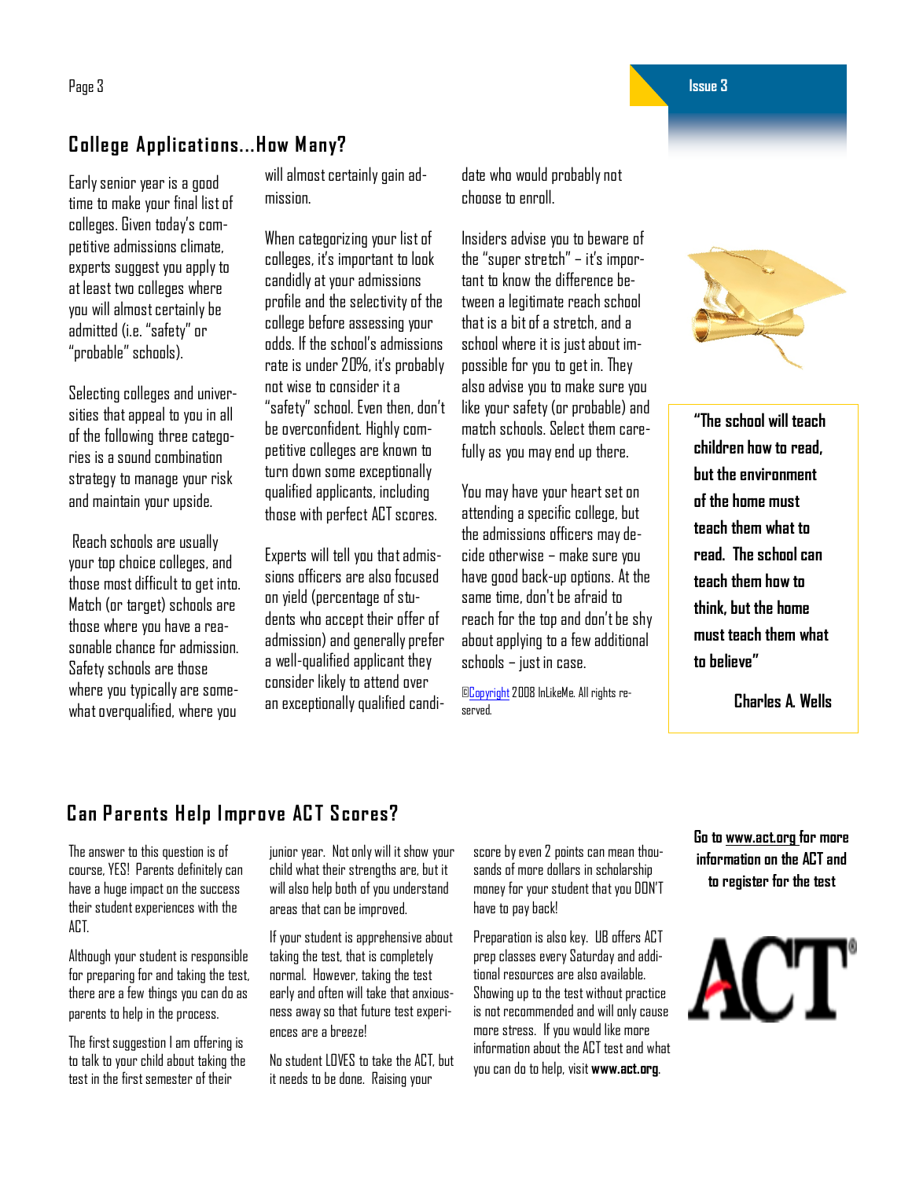## College Applications...How Many?

Early senior year is a good time to make your final list of colleges. Given today's competitive admissions climate, experts suggest you apply to at least two colleges where you will almost certainly be admitted (i.e. "safety" or "probable" schools).

Selecting colleges and universities that appeal to you in all of the following three categories is a sound combination strategy to manage your risk and maintain your upside.

Reach schools are usually your top choice colleges, and those most difficult to get into. Match (or target) schools are those where you have a reasonable chance for admission. Safety schools are those where you typically are somewhat overqualified, where you will almost certainly gain admission.

When categorizing your list of colleges, it's important to look candidly at your admissions profile and the selectivity of the college before assessing your odds. If the school's admissions rate is under 20%, it's probably not wise to consider it a "safety" school. Even then, don't be overconfident. Highly competitive colleges are known to turn down some exceptionally qualified applicants, including those with perfect ACT scores.

Experts will tell you that admissions officers are also focused on yield (percentage of students who accept their offer of admission) and generally prefer a well-qualified applicant they consider likely to attend over an exceptionally qualified candidate who would probably not choose to enroll.

Insiders advise you to beware of the "super stretch" – it's important to know the difference between a legitimate reach school that is a bit of a stretch, and a school where it is just about impossible for you to get in. They also advise you to make sure you like your safety (or probable) and match schools. Select them carefully as you may end up there.

You may have your heart set on attending a specific college, but the admissions officers may decide otherwise – make sure you have good back-up options. At the same time, don't be afraid to reach for the top and don't be shy about applying to a few additional schools – just in case.

©Copyright 2008 InLikeMe. All rights reserved.

**"The school will teach children how to read, but the environment of the home must teach them what to read. The school can teach them how to think, but the home must teach them what to believe"**

**Charles A. Wells**

## Can Parents Help Improve ACT Scores?

The answer to this question is of course, YES! Parents definitely can have a huge impact on the success their student experiences with the ACT.

Although your student is responsible for preparing for and taking the test, there are a few things you can do as parents to help in the process.

The first suggestion I am offering is to talk to your child about taking the test in the first semester of their junior year. Not only will it show your child what their strengths are, but it will also help both of you understand areas that can be improved.

If your student is apprehensive about taking the test, that is completely normal. However, taking the test early and often will take that anxiousness away so that future test experiences are a breeze!

No student LOVES to take the ACT, but it needs to be done. Raising your score by even 2 points can mean thousands of more dollars in scholarship money for your student that you DON'T have to pay back!

Preparation is also key. UB offers ACT prep classes every Saturday and additional resources are also available. Showing up to the test without practice is not recommended and will only cause more stress. If you would like more information about the ACT test and what you can do to help, visit **www.act.org**.

**Go to www.act.org for more information on the ACT and to register for the test**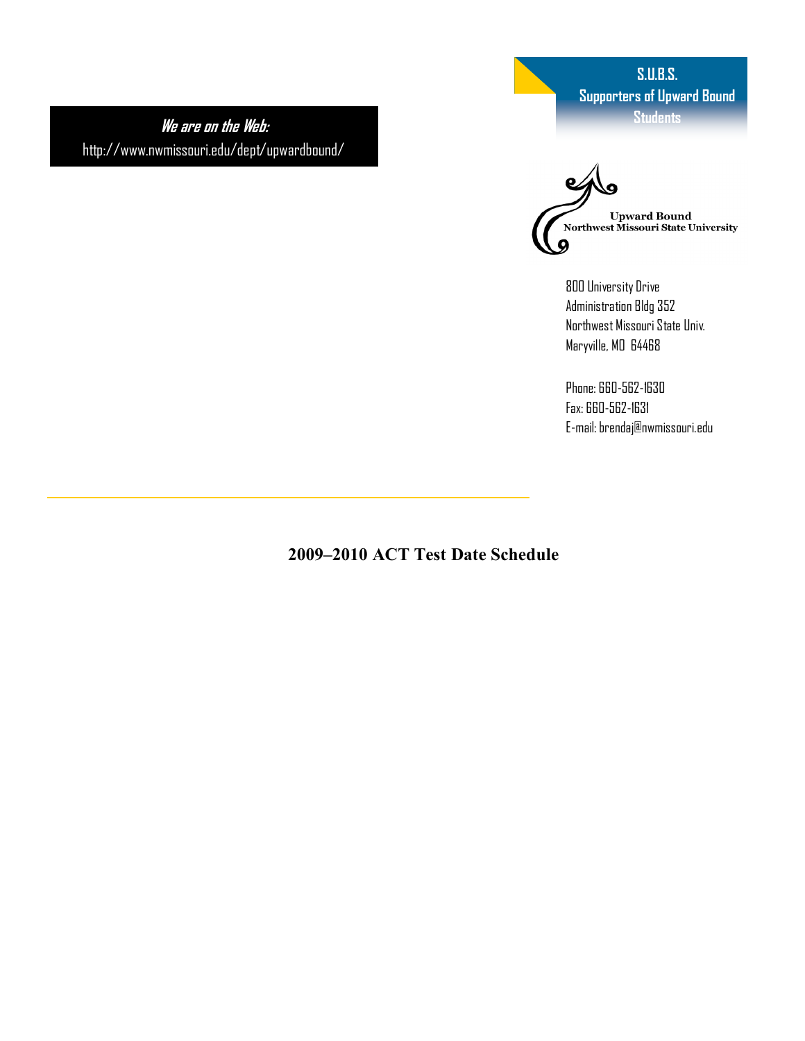***We are on the Web:***

http://www.nwmissouri.edu/dept/upwardbound/

**S.U.B.S.**
**Supporters of Upward Bound Students**

**Upward Bound**
**Northwest Missouri State University**

800 University Drive
Administration Bldg 352
Northwest Missouri State Univ.
Maryville, MO 64468

Phone: 660-562-1630
Fax: 660-562-1631
E-mail: brendaj@nwmissouri.edu

## 2009–2010 ACT Test Date Schedule